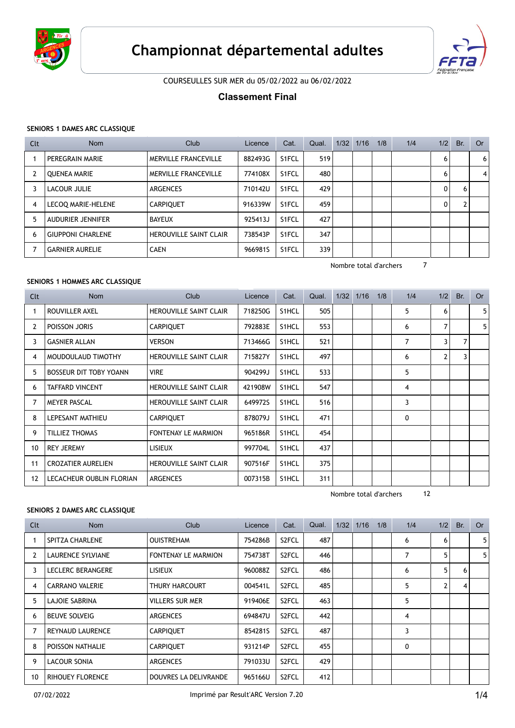# Championnat départemental adultes

COURSEULLES SUR MER du 05/02/2022 au 06/02/2022

## Classement Final

### SENIORS 1 DAMES ARC CLASSIQUE

| Clt | Nom | Club | Licence | Cat. | Qual. | 1/32 | 1/16 | 1/8 | 1/4 | 1/2 | Br. | Or |
|---|---|---|---|---|---|---|---|---|---|---|---|---|
| 1 | PEREGRAIN MARIE | MERVILLE FRANCEVILLE | 882493G | S1FCL | 519 | | | | | 6 | | 6 |
| 2 | QUENEA MARIE | MERVILLE FRANCEVILLE | 774108X | S1FCL | 480 | | | | | 6 | | 4 |
| 3 | LACOUR JULIE | ARGENCES | 710142U | S1FCL | 429 | | | | | 0 | 6 | |
| 4 | LECOQ MARIE-HELENE | CARPIQUET | 916339W | S1FCL | 459 | | | | | 0 | 2 | |
| 5 | AUDURIER JENNIFER | BAYEUX | 925413J | S1FCL | 427 | | | | | | | |
| 6 | GIUPPONI CHARLENE | HEROUVILLE SAINT CLAIR | 738543P | S1FCL | 347 | | | | | | | |
| 7 | GARNIER AURELIE | CAEN | 966981S | S1FCL | 339 | | | | | | | |

Nombre total d'archers 7

### SENIORS 1 HOMMES ARC CLASSIQUE

| Clt | Nom | Club | Licence | Cat. | Qual. | 1/32 | 1/16 | 1/8 | 1/4 | 1/2 | Br. | Or |
|---|---|---|---|---|---|---|---|---|---|---|---|---|
| 1 | ROUVILLER AXEL | HEROUVILLE SAINT CLAIR | 718250G | S1HCL | 505 | | | | 5 | 6 | | 5 |
| 2 | POISSON JORIS | CARPIQUET | 792883E | S1HCL | 553 | | | | 6 | 7 | | 5 |
| 3 | GASNIER ALLAN | VERSON | 713466G | S1HCL | 521 | | | | 7 | 3 | 7 | |
| 4 | MOUDOULAUD TIMOTHY | HEROUVILLE SAINT CLAIR | 715827Y | S1HCL | 497 | | | | 6 | 2 | 3 | |
| 5 | BOSSEUR DIT TOBY YOANN | VIRE | 904299J | S1HCL | 533 | | | | 5 | | | |
| 6 | TAFFARD VINCENT | HEROUVILLE SAINT CLAIR | 421908W | S1HCL | 547 | | | | 4 | | | |
| 7 | MEYER PASCAL | HEROUVILLE SAINT CLAIR | 649972S | S1HCL | 516 | | | | 3 | | | |
| 8 | LEPESANT MATHIEU | CARPIQUET | 878079J | S1HCL | 471 | | | | 0 | | | |
| 9 | TILLIEZ THOMAS | FONTENAY LE MARMION | 965186R | S1HCL | 454 | | | | | | | |
| 10 | REY JEREMY | LISIEUX | 997704L | S1HCL | 437 | | | | | | | |
| 11 | CROZATIER AURELIEN | HEROUVILLE SAINT CLAIR | 907516F | S1HCL | 375 | | | | | | | |
| 12 | LECACHEUR OUBLIN FLORIAN | ARGENCES | 007315B | S1HCL | 311 | | | | | | | |

Nombre total d'archers 12

### SENIORS 2 DAMES ARC CLASSIQUE

| Clt | Nom | Club | Licence | Cat. | Qual. | 1/32 | 1/16 | 1/8 | 1/4 | 1/2 | Br. | Or |
|---|---|---|---|---|---|---|---|---|---|---|---|---|
| 1 | SPITZA CHARLENE | OUISTREHAM | 754286B | S2FCL | 487 | | | | 6 | 6 | | 5 |
| 2 | LAURENCE SYLVIANE | FONTENAY LE MARMION | 754738T | S2FCL | 446 | | | | 7 | 5 | | 5 |
| 3 | LECLERC BERANGERE | LISIEUX | 960088Z | S2FCL | 486 | | | | 6 | 5 | 6 | |
| 4 | CARRANO VALERIE | THURY HARCOURT | 004541L | S2FCL | 485 | | | | 5 | 2 | 4 | |
| 5 | LAJOIE SABRINA | VILLERS SUR MER | 919406E | S2FCL | 463 | | | | 5 | | | |
| 6 | BEUVE SOLVEIG | ARGENCES | 694847U | S2FCL | 442 | | | | 4 | | | |
| 7 | REYNAUD LAURENCE | CARPIQUET | 854281S | S2FCL | 487 | | | | 3 | | | |
| 8 | POISSON NATHALIE | CARPIQUET | 931214P | S2FCL | 455 | | | | 0 | | | |
| 9 | LACOUR SONIA | ARGENCES | 791033U | S2FCL | 429 | | | | | | | |
| 10 | RIHOUEY FLORENCE | DOUVRES LA DELIVRANDE | 965166U | S2FCL | 412 | | | | | | | |

07/02/2022 Imprimé par Result'ARC Version 7.20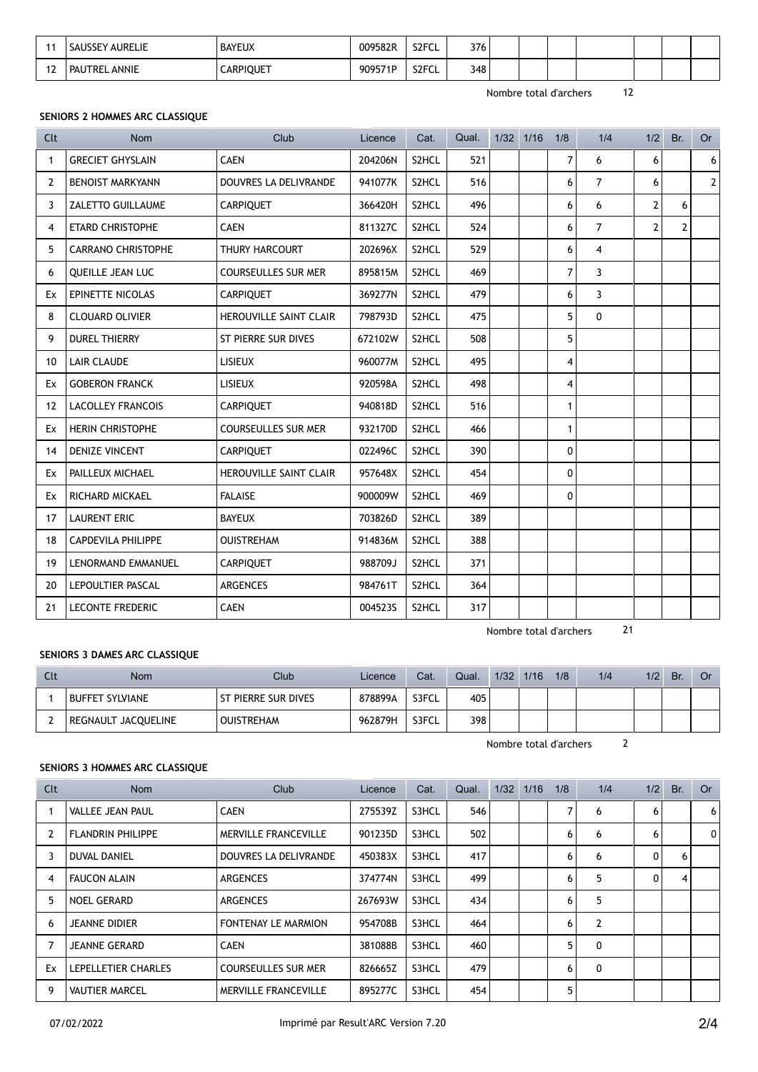| 11 | SAUSSEY AURELIE | BAYEUX | 009582R | S2FCL | 376 | | | | | | | |
|---|---|---|---|---|---|---|---|---|---|---|---|---|
| 12 | PAUTREL ANNIE | CARPIQUET | 909571P | S2FCL | 348 | | | | | | | |

Nombre total d'archers 12

### SENIORS 2 HOMMES ARC CLASSIQUE

| Clt | Nom | Club | Licence | Cat. | Qual. | 1/32 | 1/16 | 1/8 | 1/4 | 1/2 | Br. | Or |
|---|---|---|---|---|---|---|---|---|---|---|---|---|
| 1 | GRECIET GHYSLAIN | CAEN | 204206N | S2HCL | 521 | | | 7 | 6 | 6 | | 6 |
| 2 | BENOIST MARKYANN | DOUVRES LA DELIVRANDE | 941077K | S2HCL | 516 | | | 6 | 7 | 6 | | 2 |
| 3 | ZALETTO GUILLAUME | CARPIQUET | 366420H | S2HCL | 496 | | | 6 | 6 | 2 | 6 | |
| 4 | ETARD CHRISTOPHE | CAEN | 811327C | S2HCL | 524 | | | 6 | 7 | 2 | 2 | |
| 5 | CARRANO CHRISTOPHE | THURY HARCOURT | 202696X | S2HCL | 529 | | | 6 | 4 | | | |
| 6 | QUEILLE JEAN LUC | COURSEULLES SUR MER | 895815M | S2HCL | 469 | | | 7 | 3 | | | |
| Ex | EPINETTE NICOLAS | CARPIQUET | 369277N | S2HCL | 479 | | | 6 | 3 | | | |
| 8 | CLOUARD OLIVIER | HEROUVILLE SAINT CLAIR | 798793D | S2HCL | 475 | | | 5 | 0 | | | |
| 9 | DUREL THIERRY | ST PIERRE SUR DIVES | 672102W | S2HCL | 508 | | | 5 | | | | |
| 10 | LAIR CLAUDE | LISIEUX | 960077M | S2HCL | 495 | | | 4 | | | | |
| Ex | GOBERON FRANCK | LISIEUX | 920598A | S2HCL | 498 | | | 4 | | | | |
| 12 | LACOLLEY FRANCOIS | CARPIQUET | 940818D | S2HCL | 516 | | | 1 | | | | |
| Ex | HERIN CHRISTOPHE | COURSEULLES SUR MER | 932170D | S2HCL | 466 | | | 1 | | | | |
| 14 | DENIZE VINCENT | CARPIQUET | 022496C | S2HCL | 390 | | | 0 | | | | |
| Ex | PAILLEUX MICHAEL | HEROUVILLE SAINT CLAIR | 957648X | S2HCL | 454 | | | 0 | | | | |
| Ex | RICHARD MICKAEL | FALAISE | 900009W | S2HCL | 469 | | | 0 | | | | |
| 17 | LAURENT ERIC | BAYEUX | 703826D | S2HCL | 389 | | | | | | | |
| 18 | CAPDEVILA PHILIPPE | OUISTREHAM | 914836M | S2HCL | 388 | | | | | | | |
| 19 | LENORMAND EMMANUEL | CARPIQUET | 988709J | S2HCL | 371 | | | | | | | |
| 20 | LEPOULTIER PASCAL | ARGENCES | 984761T | S2HCL | 364 | | | | | | | |
| 21 | LECONTE FREDERIC | CAEN | 004523S | S2HCL | 317 | | | | | | | |

Nombre total d'archers 21

### SENIORS 3 DAMES ARC CLASSIQUE

| Clt | Nom | Club | Licence | Cat. | Qual. | 1/32 | 1/16 | 1/8 | 1/4 | 1/2 | Br. | Or |
|---|---|---|---|---|---|---|---|---|---|---|---|---|
| 1 | BUFFET SYLVIANE | ST PIERRE SUR DIVES | 878899A | S3FCL | 405 | | | | | | | |
| 2 | REGNAULT JACQUELINE | OUISTREHAM | 962879H | S3FCL | 398 | | | | | | | |

Nombre total d'archers 2

### SENIORS 3 HOMMES ARC CLASSIQUE

| Clt | Nom | Club | Licence | Cat. | Qual. | 1/32 | 1/16 | 1/8 | 1/4 | 1/2 | Br. | Or |
|---|---|---|---|---|---|---|---|---|---|---|---|---|
| 1 | VALLEE JEAN PAUL | CAEN | 275539Z | S3HCL | 546 | | | 7 | 6 | 6 | | 6 |
| 2 | FLANDRIN PHILIPPE | MERVILLE FRANCEVILLE | 901235D | S3HCL | 502 | | | 6 | 6 | 6 | | 0 |
| 3 | DUVAL DANIEL | DOUVRES LA DELIVRANDE | 450383X | S3HCL | 417 | | | 6 | 6 | 0 | 6 | |
| 4 | FAUCON ALAIN | ARGENCES | 374774N | S3HCL | 499 | | | 6 | 5 | 0 | 4 | |
| 5 | NOEL GERARD | ARGENCES | 267693W | S3HCL | 434 | | | 6 | 5 | | | |
| 6 | JEANNE DIDIER | FONTENAY LE MARMION | 954708B | S3HCL | 464 | | | 6 | 2 | | | |
| 7 | JEANNE GERARD | CAEN | 381088B | S3HCL | 460 | | | 5 | 0 | | | |
| Ex | LEPELLETIER CHARLES | COURSEULLES SUR MER | 826665Z | S3HCL | 479 | | | 6 | 0 | | | |
| 9 | VAUTIER MARCEL | MERVILLE FRANCEVILLE | 895277C | S3HCL | 454 | | | 5 | | | | |

07/02/2022 Imprimé par Result'ARC Version 7.20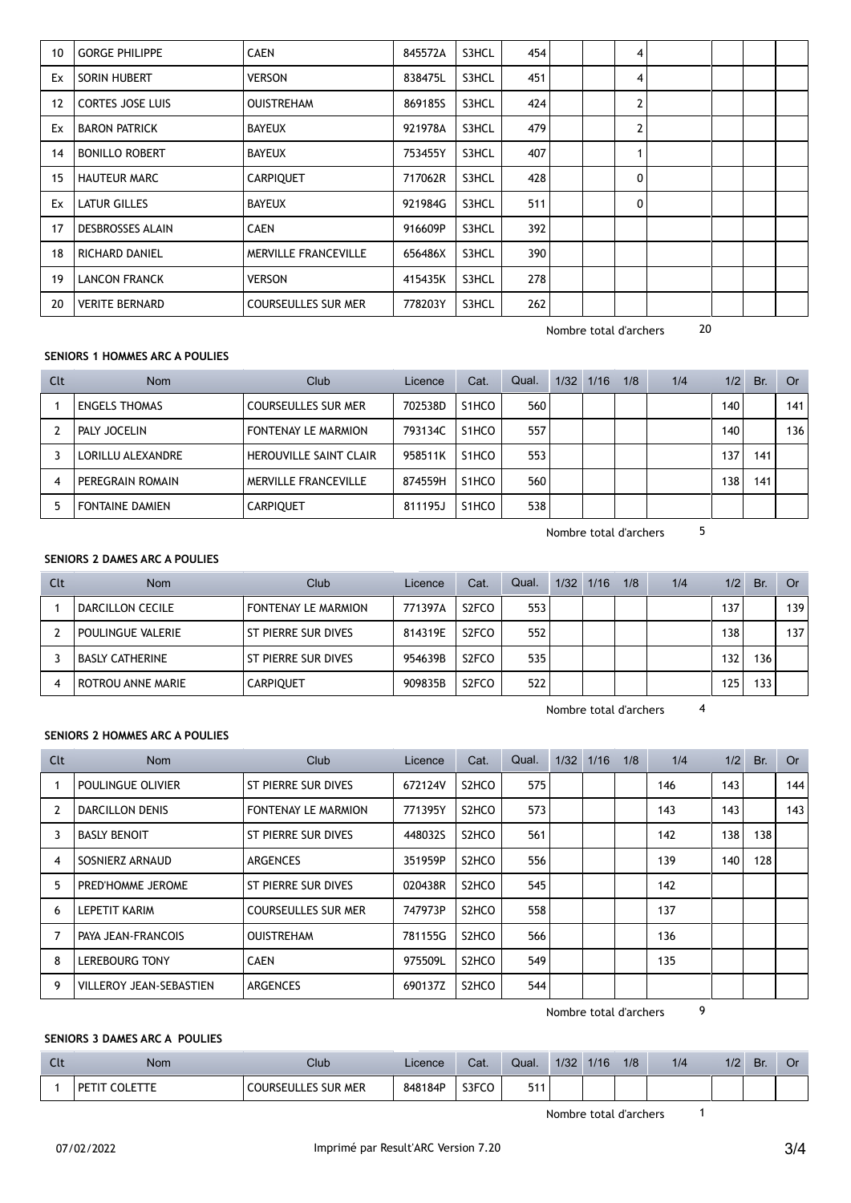| 10 | GORGE PHILIPPE | CAEN | 845572A | S3HCL | 454 | | | 4 | | | | |
|---|---|---|---|---|---|---|---|---|---|---|---|---|
| Ex | SORIN HUBERT | VERSON | 838475L | S3HCL | 451 | | | 4 | | | | |
| 12 | CORTES JOSE LUIS | OUISTREHAM | 869185S | S3HCL | 424 | | | 2 | | | | |
| Ex | BARON PATRICK | BAYEUX | 921978A | S3HCL | 479 | | | 2 | | | | |
| 14 | BONILLO ROBERT | BAYEUX | 753455Y | S3HCL | 407 | | | 1 | | | | |
| 15 | HAUTEUR MARC | CARPIQUET | 717062R | S3HCL | 428 | | | 0 | | | | |
| Ex | LATUR GILLES | BAYEUX | 921984G | S3HCL | 511 | | | 0 | | | | |
| 17 | DESBROSSES ALAIN | CAEN | 916609P | S3HCL | 392 | | | | | | | |
| 18 | RICHARD DANIEL | MERVILLE FRANCEVILLE | 656486X | S3HCL | 390 | | | | | | | |
| 19 | LANCON FRANCK | VERSON | 415435K | S3HCL | 278 | | | | | | | |
| 20 | VERITE BERNARD | COURSEULLES SUR MER | 778203Y | S3HCL | 262 | | | | | | | |

Nombre total d'archers 20

**SENIORS 1 HOMMES ARC A POULIES**

| Clt | Nom | Club | Licence | Cat. | Qual. | 1/32 | 1/16 | 1/8 | 1/4 | 1/2 | Br. | Or |
|---|---|---|---|---|---|---|---|---|---|---|---|---|
| 1 | ENGELS THOMAS | COURSEULLES SUR MER | 702538D | S1HCO | 560 | | | | | 140 | | 141 |
| 2 | PALY JOCELIN | FONTENAY LE MARMION | 793134C | S1HCO | 557 | | | | | 140 | | 136 |
| 3 | LORILLU ALEXANDRE | HEROUVILLE SAINT CLAIR | 958511K | S1HCO | 553 | | | | | 137 | 141 | |
| 4 | PEREGRAIN ROMAIN | MERVILLE FRANCEVILLE | 874559H | S1HCO | 560 | | | | | 138 | 141 | |
| 5 | FONTAINE DAMIEN | CARPIQUET | 811195J | S1HCO | 538 | | | | | | | |

Nombre total d'archers 5

**SENIORS 2 DAMES ARC A POULIES**

| Clt | Nom | Club | Licence | Cat. | Qual. | 1/32 | 1/16 | 1/8 | 1/4 | 1/2 | Br. | Or |
|---|---|---|---|---|---|---|---|---|---|---|---|---|
| 1 | DARCILLON CECILE | FONTENAY LE MARMION | 771397A | S2FCO | 553 | | | | | 137 | | 139 |
| 2 | POULINGUE VALERIE | ST PIERRE SUR DIVES | 814319E | S2FCO | 552 | | | | | 138 | | 137 |
| 3 | BASLY CATHERINE | ST PIERRE SUR DIVES | 954639B | S2FCO | 535 | | | | | 132 | 136 | |
| 4 | ROTROU ANNE MARIE | CARPIQUET | 909835B | S2FCO | 522 | | | | | 125 | 133 | |

Nombre total d'archers 4

**SENIORS 2 HOMMES ARC A POULIES**

| Clt | Nom | Club | Licence | Cat. | Qual. | 1/32 | 1/16 | 1/8 | 1/4 | 1/2 | Br. | Or |
|---|---|---|---|---|---|---|---|---|---|---|---|---|
| 1 | POULINGUE OLIVIER | ST PIERRE SUR DIVES | 672124V | S2HCO | 575 | | | | 146 | 143 | | 144 |
| 2 | DARCILLON DENIS | FONTENAY LE MARMION | 771395Y | S2HCO | 573 | | | | 143 | 143 | | 143 |
| 3 | BASLY BENOIT | ST PIERRE SUR DIVES | 448032S | S2HCO | 561 | | | | 142 | 138 | 138 | |
| 4 | SOSNIERZ ARNAUD | ARGENCES | 351959P | S2HCO | 556 | | | | 139 | 140 | 128 | |
| 5 | PRED'HOMME JEROME | ST PIERRE SUR DIVES | 020438R | S2HCO | 545 | | | | 142 | | | |
| 6 | LEPETIT KARIM | COURSEULLES SUR MER | 747973P | S2HCO | 558 | | | | 137 | | | |
| 7 | PAYA JEAN-FRANCOIS | OUISTREHAM | 781155G | S2HCO | 566 | | | | 136 | | | |
| 8 | LEREBOURG TONY | CAEN | 975509L | S2HCO | 549 | | | | 135 | | | |
| 9 | VILLEROY JEAN-SEBASTIEN | ARGENCES | 690137Z | S2HCO | 544 | | | | | | | |

Nombre total d'archers 9

**SENIORS 3 DAMES ARC A POULIES**

| Clt | Nom | Club | Licence | Cat. | Qual. | 1/32 | 1/16 | 1/8 | 1/4 | 1/2 | Br. | Or |
|---|---|---|---|---|---|---|---|---|---|---|---|---|
| 1 | PETIT COLETTE | COURSEULLES SUR MER | 848184P | S3FCO | 511 | | | | | | | |

Nombre total d'archers 1

07/02/2022 Imprimé par Result'ARC Version 7.20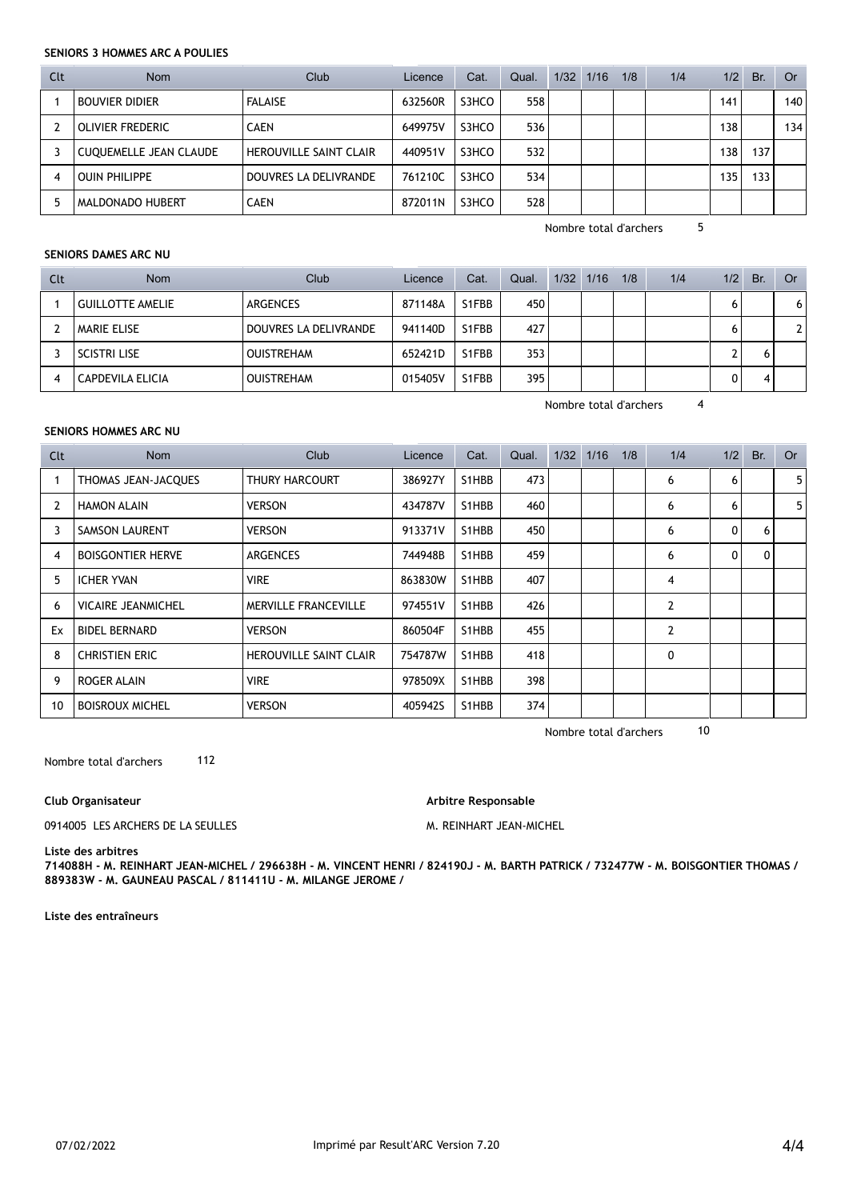**SENIORS 3 HOMMES ARC A POULIES**

| Clt | Nom | Club | Licence | Cat. | Qual. | 1/32 | 1/16 | 1/8 | 1/4 | 1/2 | Br. | Or |
|---|---|---|---|---|---|---|---|---|---|---|---|---|
| 1 | BOUVIER DIDIER | FALAISE | 632560R | S3HCO | 558 | | | | | 141 | | 140 |
| 2 | OLIVIER FREDERIC | CAEN | 649975V | S3HCO | 536 | | | | | 138 | | 134 |
| 3 | CUQUEMELLE JEAN CLAUDE | HEROUVILLE SAINT CLAIR | 440951V | S3HCO | 532 | | | | | 138 | 137 | |
| 4 | OUIN PHILIPPE | DOUVRES LA DELIVRANDE | 761210C | S3HCO | 534 | | | | | 135 | 133 | |
| 5 | MALDONADO HUBERT | CAEN | 872011N | S3HCO | 528 | | | | | | | |

Nombre total d'archers 5

**SENIORS DAMES ARC NU**

| Clt | Nom | Club | Licence | Cat. | Qual. | 1/32 | 1/16 | 1/8 | 1/4 | 1/2 | Br. | Or |
|---|---|---|---|---|---|---|---|---|---|---|---|---|
| 1 | GUILLOTTE AMELIE | ARGENCES | 871148A | S1FBB | 450 | | | | | 6 | | 6 |
| 2 | MARIE ELISE | DOUVRES LA DELIVRANDE | 941140D | S1FBB | 427 | | | | | 6 | | 2 |
| 3 | SCISTRI LISE | OUISTREHAM | 652421D | S1FBB | 353 | | | | | 2 | 6 | |
| 4 | CAPDEVILA ELICIA | OUISTREHAM | 015405V | S1FBB | 395 | | | | | 0 | 4 | |

Nombre total d'archers 4

**SENIORS HOMMES ARC NU**

| Clt | Nom | Club | Licence | Cat. | Qual. | 1/32 | 1/16 | 1/8 | 1/4 | 1/2 | Br. | Or |
|---|---|---|---|---|---|---|---|---|---|---|---|---|
| 1 | THOMAS JEAN-JACQUES | THURY HARCOURT | 386927Y | S1HBB | 473 | | | | 6 | 6 | | 5 |
| 2 | HAMON ALAIN | VERSON | 434787V | S1HBB | 460 | | | | 6 | 6 | | 5 |
| 3 | SAMSON LAURENT | VERSON | 913371V | S1HBB | 450 | | | | 6 | 0 | 6 | |
| 4 | BOISGONTIER HERVE | ARGENCES | 744948B | S1HBB | 459 | | | | 6 | 0 | 0 | |
| 5 | ICHER YVAN | VIRE | 863830W | S1HBB | 407 | | | | 4 | | | |
| 6 | VICAIRE JEANMICHEL | MERVILLE FRANCEVILLE | 974551V | S1HBB | 426 | | | | 2 | | | |
| Ex | BIDEL BERNARD | VERSON | 860504F | S1HBB | 455 | | | | 2 | | | |
| 8 | CHRISTIEN ERIC | HEROUVILLE SAINT CLAIR | 754787W | S1HBB | 418 | | | | 0 | | | |
| 9 | ROGER ALAIN | VIRE | 978509X | S1HBB | 398 | | | | | | | |
| 10 | BOISROUX MICHEL | VERSON | 405942S | S1HBB | 374 | | | | | | | |

Nombre total d'archers 10

Nombre total d'archers 112

**Club Organisateur**

0914005 LES ARCHERS DE LA SEULLES

**Arbitre Responsable**

M. REINHART JEAN-MICHEL

**Liste des arbitres**

**714088H - M. REINHART JEAN-MICHEL / 296638H - M. VINCENT HENRI / 824190J - M. BARTH PATRICK / 732477W - M. BOISGONTIER THOMAS / 889383W - M. GAUNEAU PASCAL / 811411U - M. MILANGE JEROME /**

**Liste des entraîneurs**

07/02/2022 Imprimé par Result'ARC Version 7.20